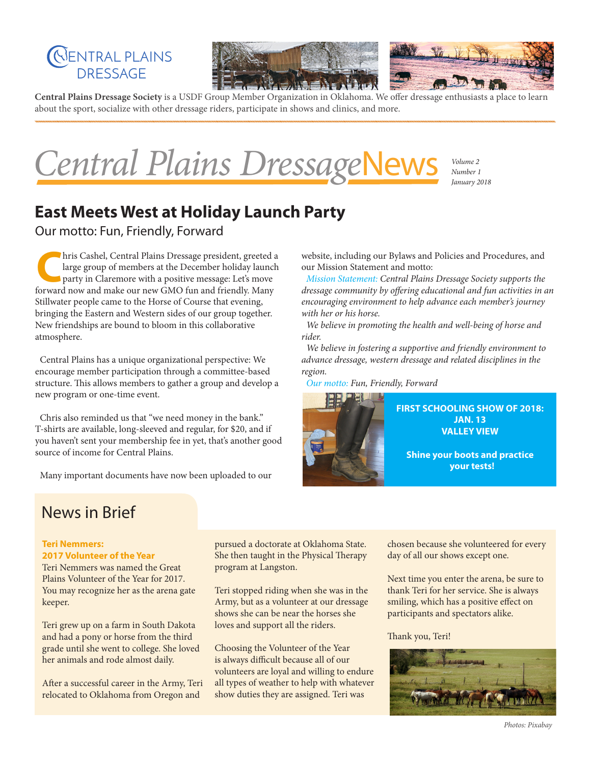CENTRAL PLAINS DRESSAGE

**Central Plains Dressage Society** is a USDF Group Member Organization in Oklahoma. We offer dressage enthusiasts a place to learn about the sport, socialize with other dressage riders, participate in shows and clinics, and more.

# Central Plains DressageNews

*Volume 2*
*Number 1*
*January 2018*

## East Meets West at Holiday Launch Party

Our motto: Fun, Friendly, Forward

Chris Cashel, Central Plains Dressage president, greeted a large group of members at the December holiday launch party in Claremore with a positive message: Let's move forward now and make our new GMO fun and friendly. Many Stillwater people came to the Horse of Course that evening, bringing the Eastern and Western sides of our group together. New friendships are bound to bloom in this collaborative atmosphere.

Central Plains has a unique organizational perspective: We encourage member participation through a committee-based structure. This allows members to gather a group and develop a new program or one-time event.

Chris also reminded us that "we need money in the bank." T-shirts are available, long-sleeved and regular, for $20, and if you haven't sent your membership fee in yet, that's another good source of income for Central Plains.

Many important documents have now been uploaded to our website, including our Bylaws and Policies and Procedures, and our Mission Statement and motto:

*Mission Statement: Central Plains Dressage Society supports the dressage community by offering educational and fun activities in an encouraging environment to help advance each member's journey with her or his horse.*

*We believe in promoting the health and well-being of horse and rider.*

*We believe in fostering a supportive and friendly environment to advance dressage, western dressage and related disciplines in the region.*

*Our motto: Fun, Friendly, Forward*

**FIRST SCHOOLING SHOW OF 2018: JAN. 13 VALLEY VIEW**

**Shine your boots and practice your tests!**

## News in Brief

**Teri Nemmers: 2017 Volunteer of the Year**

Teri Nemmers was named the Great Plains Volunteer of the Year for 2017. You may recognize her as the arena gate keeper.

Teri grew up on a farm in South Dakota and had a pony or horse from the third grade until she went to college. She loved her animals and rode almost daily.

After a successful career in the Army, Teri relocated to Oklahoma from Oregon and pursued a doctorate at Oklahoma State. She then taught in the Physical Therapy program at Langston.

Teri stopped riding when she was in the Army, but as a volunteer at our dressage shows she can be near the horses she loves and support all the riders.

Choosing the Volunteer of the Year is always difficult because all of our volunteers are loyal and willing to endure all types of weather to help with whatever show duties they are assigned. Teri was chosen because she volunteered for every day of all our shows except one.

Next time you enter the arena, be sure to thank Teri for her service. She is always smiling, which has a positive effect on participants and spectators alike.

Thank you, Teri!

*Photos: Pixabay*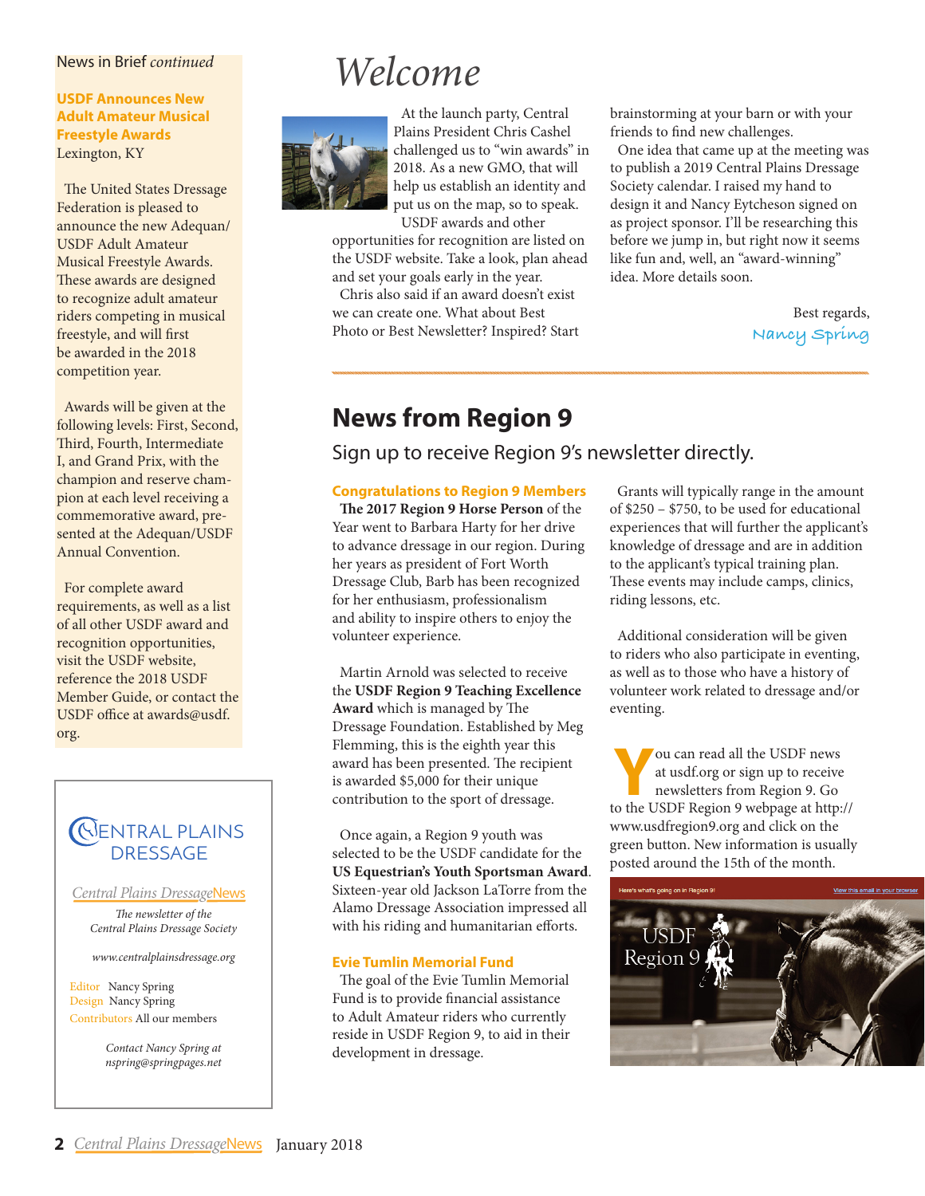News in Brief *continued*

**USDF Announces New Adult Amateur Musical Freestyle Awards**
Lexington, KY

The United States Dressage Federation is pleased to announce the new Adequan/USDF Adult Amateur Musical Freestyle Awards. These awards are designed to recognize adult amateur riders competing in musical freestyle, and will first be awarded in the 2018 competition year.

Awards will be given at the following levels: First, Second, Third, Fourth, Intermediate I, and Grand Prix, with the champion and reserve champion at each level receiving a commemorative award, presented at the Adequan/USDF Annual Convention.

For complete award requirements, as well as a list of all other USDF award and recognition opportunities, visit the USDF website, reference the 2018 USDF Member Guide, or contact the USDF office at awards@usdf.org.

CENTRAL PLAINS DRESSAGE

*Central Plains DressageNews*

*The newsletter of the Central Plains Dressage Society*

*www.centralplainsdressage.org*

Editor Nancy Spring
Design Nancy Spring
Contributors All our members

*Contact Nancy Spring at nspring@springpages.net*

# *Welcome*

At the launch party, Central Plains President Chris Cashel challenged us to "win awards" in 2018. As a new GMO, that will help us establish an identity and put us on the map, so to speak.

USDF awards and other opportunities for recognition are listed on the USDF website. Take a look, plan ahead and set your goals early in the year.

Chris also said if an award doesn't exist we can create one. What about Best Photo or Best Newsletter? Inspired? Start brainstorming at your barn or with your friends to find new challenges.

One idea that came up at the meeting was to publish a 2019 Central Plains Dressage Society calendar. I raised my hand to design it and Nancy Eytcheson signed on as project sponsor. I'll be researching this before we jump in, but right now it seems like fun and, well, an "award-winning" idea. More details soon.

Best regards,
Nancy Spring

# News from Region 9

Sign up to receive Region 9's newsletter directly.

**Congratulations to Region 9 Members**

**The 2017 Region 9 Horse Person** of the Year went to Barbara Harty for her drive to advance dressage in our region. During her years as president of Fort Worth Dressage Club, Barb has been recognized for her enthusiasm, professionalism and ability to inspire others to enjoy the volunteer experience.

Martin Arnold was selected to receive the **USDF Region 9 Teaching Excellence Award** which is managed by The Dressage Foundation. Established by Meg Flemming, this is the eighth year this award has been presented. The recipient is awarded $5,000 for their unique contribution to the sport of dressage.

Once again, a Region 9 youth was selected to be the USDF candidate for the **US Equestrian's Youth Sportsman Award**. Sixteen-year old Jackson LaTorre from the Alamo Dressage Association impressed all with his riding and humanitarian efforts.

**Evie Tumlin Memorial Fund**

The goal of the Evie Tumlin Memorial Fund is to provide financial assistance to Adult Amateur riders who currently reside in USDF Region 9, to aid in their development in dressage.

Grants will typically range in the amount of $250 – $750, to be used for educational experiences that will further the applicant's knowledge of dressage and are in addition to the applicant's typical training plan. These events may include camps, clinics, riding lessons, etc.

Additional consideration will be given to riders who also participate in eventing, as well as to those who have a history of volunteer work related to dressage and/or eventing.

You can read all the USDF news at usdf.org or sign up to receive newsletters from Region 9. Go to the USDF Region 9 webpage at http://www.usdfregion9.org and click on the green button. New information is usually posted around the 15th of the month.

Here's what's going on in Region 9! View this email in your browser

USDF Region 9